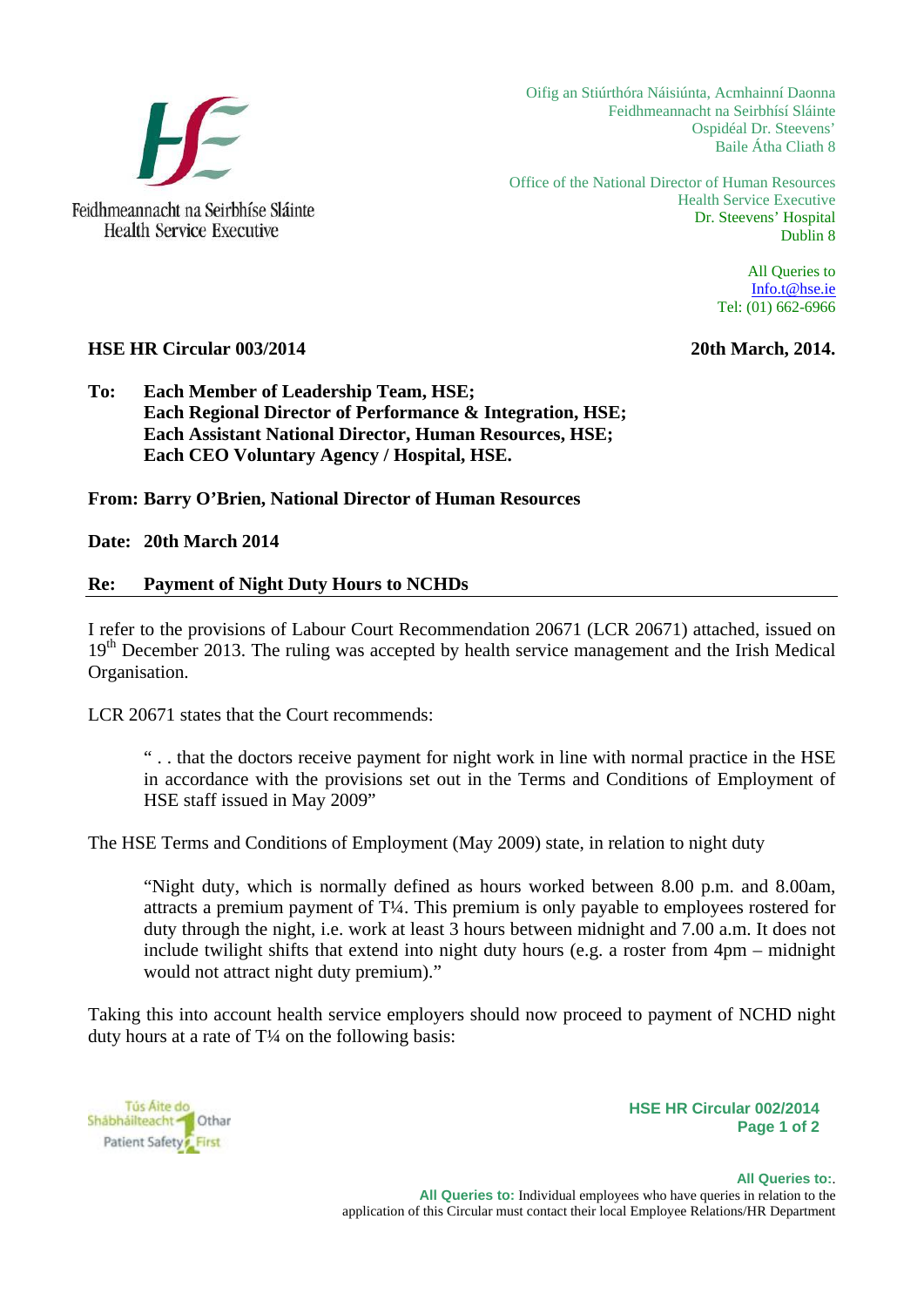Feidhmeannacht na Seirbhíse Sláinte
Health Service Executive

Oifig an Stiúrthóra Náisiúnta, Acmhainní Daonna
Feidhmeannacht na Seirbhísí Sláinte
Ospidéal Dr. Steevens'
Baile Átha Cliath 8

Office of the National Director of Human Resources
Health Service Executive
Dr. Steevens' Hospital
Dublin 8

All Queries to
Info.t@hse.ie
Tel: (01) 662-6966

**HSE HR Circular 003/2014** **20th March, 2014.**

**To: Each Member of Leadership Team, HSE;**
**Each Regional Director of Performance & Integration, HSE;**
**Each Assistant National Director, Human Resources, HSE;**
**Each CEO Voluntary Agency / Hospital, HSE.**

**From: Barry O'Brien, National Director of Human Resources**

**Date: 20th March 2014**

**Re: Payment of Night Duty Hours to NCHDs**

---

I refer to the provisions of Labour Court Recommendation 20671 (LCR 20671) attached, issued on 19th December 2013. The ruling was accepted by health service management and the Irish Medical Organisation.

LCR 20671 states that the Court recommends:

> " . . that the doctors receive payment for night work in line with normal practice in the HSE in accordance with the provisions set out in the Terms and Conditions of Employment of HSE staff issued in May 2009"

The HSE Terms and Conditions of Employment (May 2009) state, in relation to night duty

> "Night duty, which is normally defined as hours worked between 8.00 p.m. and 8.00am, attracts a premium payment of T¼. This premium is only payable to employees rostered for duty through the night, i.e. work at least 3 hours between midnight and 7.00 a.m. It does not include twilight shifts that extend into night duty hours (e.g. a roster from 4pm – midnight would not attract night duty premium)."

Taking this into account health service employers should now proceed to payment of NCHD night duty hours at a rate of T¼ on the following basis:

Tús Áite do Shábháilteacht Othar
Patient Safety First

**All Queries to:** Individual employees who have queries in relation to the application of this Circular must contact their local Employee Relations/HR Department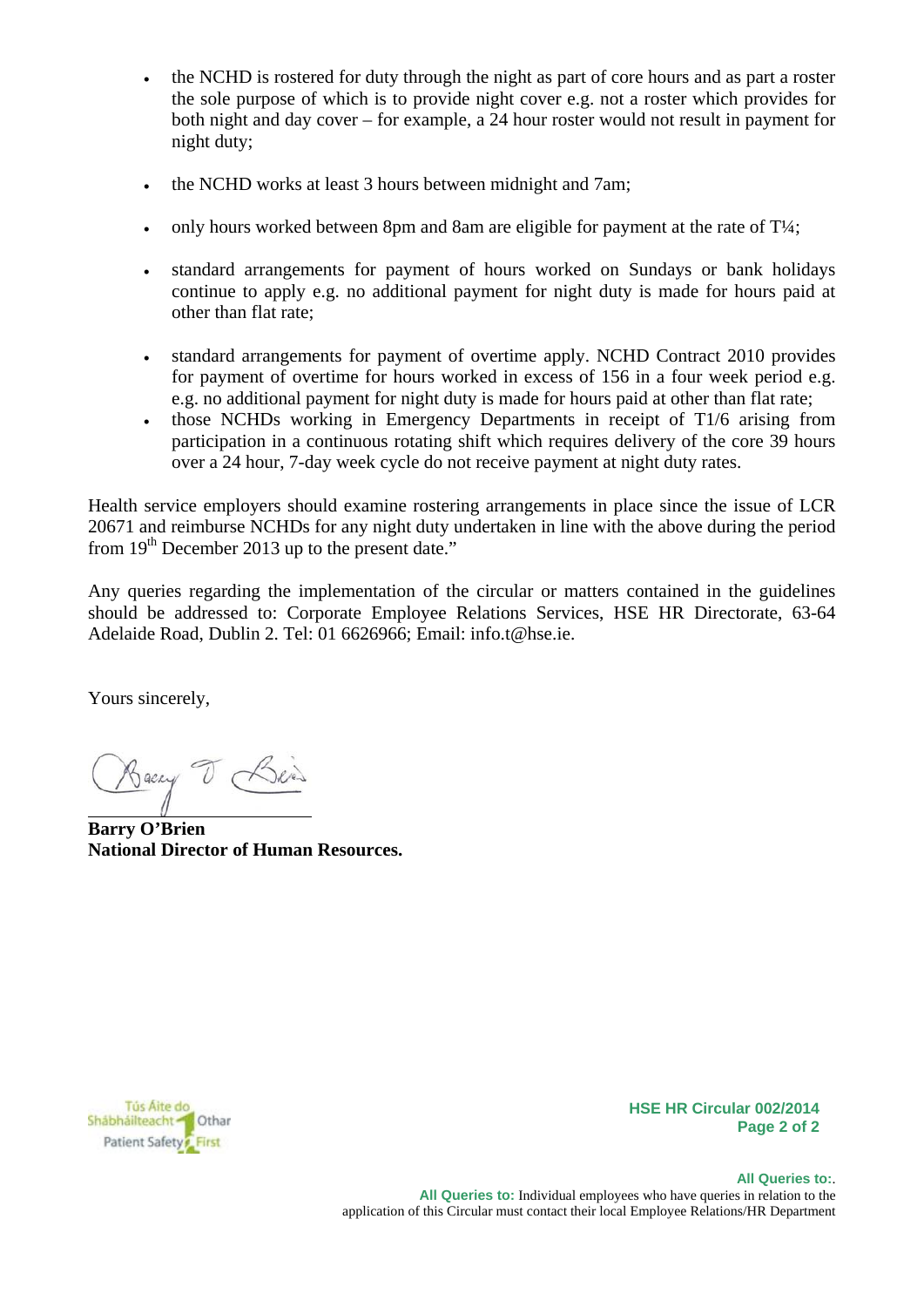- the NCHD is rostered for duty through the night as part of core hours and as part a roster the sole purpose of which is to provide night cover e.g. not a roster which provides for both night and day cover – for example, a 24 hour roster would not result in payment for night duty;
- the NCHD works at least 3 hours between midnight and 7am;
- only hours worked between 8pm and 8am are eligible for payment at the rate of T¼;
- standard arrangements for payment of hours worked on Sundays or bank holidays continue to apply e.g. no additional payment for night duty is made for hours paid at other than flat rate;
- standard arrangements for payment of overtime apply. NCHD Contract 2010 provides for payment of overtime for hours worked in excess of 156 in a four week period e.g. e.g. no additional payment for night duty is made for hours paid at other than flat rate;
- those NCHDs working in Emergency Departments in receipt of T1/6 arising from participation in a continuous rotating shift which requires delivery of the core 39 hours over a 24 hour, 7-day week cycle do not receive payment at night duty rates.

Health service employers should examine rostering arrangements in place since the issue of LCR 20671 and reimburse NCHDs for any night duty undertaken in line with the above during the period from 19th December 2013 up to the present date."

Any queries regarding the implementation of the circular or matters contained in the guidelines should be addressed to: Corporate Employee Relations Services, HSE HR Directorate, 63-64 Adelaide Road, Dublin 2. Tel: 01 6626966; Email: info.t@hse.ie.

Yours sincerely,

**Barry O'Brien**
**National Director of Human Resources.**

Tús Áite do Shábháilteacht Othar
Patient Safety First

**All Queries to:** Individual employees who have queries in relation to the application of this Circular must contact their local Employee Relations/HR Department